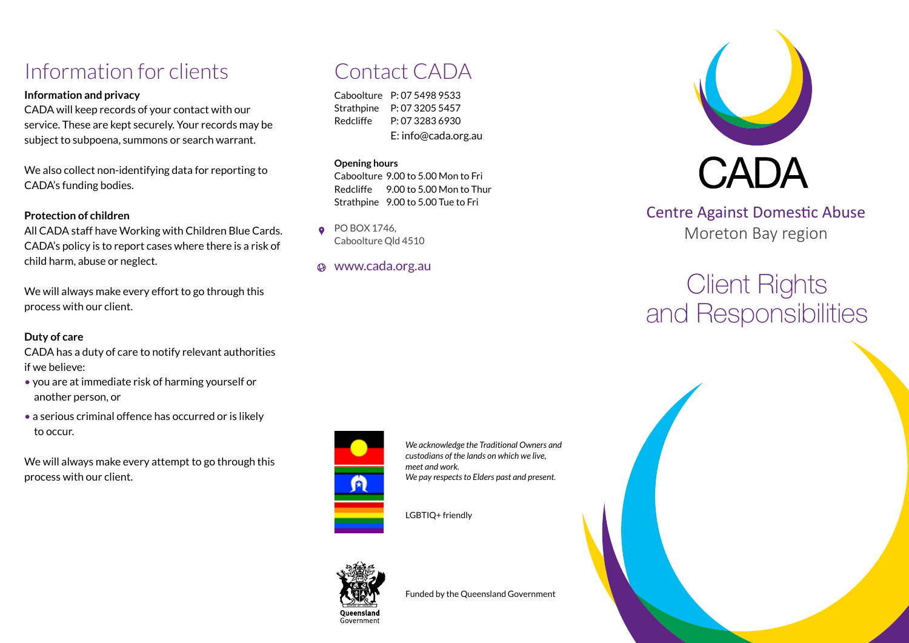# Information for clients

**Information and privacy**

CADA will keep records of your contact with our service. These are kept securely. Your records may be subject to subpoena, summons or search warrant.

We also collect non-identifying data for reporting to CADA's funding bodies.

**Protection of children**

All CADA staff have Working with Children Blue Cards. CADA's policy is to report cases where there is a risk of child harm, abuse or neglect.

We will always make every effort to go through this process with our client.

**Duty of care**

CADA has a duty of care to notify relevant authorities if we believe:

- you are at immediate risk of harming yourself or another person, or
- a serious criminal offence has occurred or is likely to occur.

We will always make every attempt to go through this process with our client.

# Contact CADA

| | |
|---|---|
| Caboolture | P: 07 5498 9533 |
| Strathpine | P: 07 3205 5457 |
| Redcliffe | P: 07 3283 6930 |
| | E: info@cada.org.au |

**Opening hours**

| | |
|---|---|
| Caboolture | 9.00 to 5.00 Mon to Fri |
| Redcliffe | 9.00 to 5.00 Mon to Thur |
| Strathpine | 9.00 to 5.00 Tue to Fri |

PO BOX 1746,
Caboolture Qld 4510

www.cada.org.au

*We acknowledge the Traditional Owners and custodians of the lands on which we live, meet and work.*
*We pay respects to Elders past and present.*

LGBTIQ+ friendly

Queensland Government

Funded by the Queensland Government

CADA

Centre Against Domestic Abuse
Moreton Bay region

# Client Rights and Responsibilities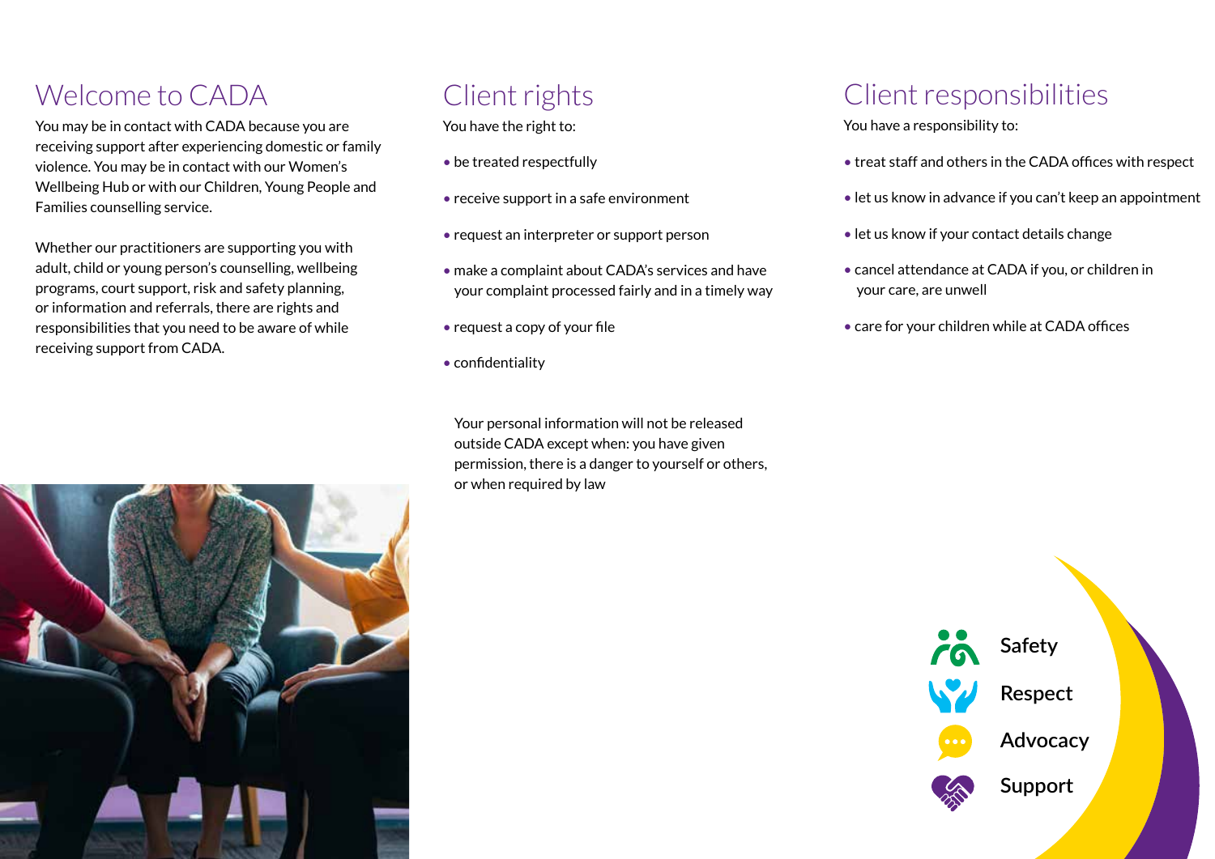# Welcome to CADA

You may be in contact with CADA because you are receiving support after experiencing domestic or family violence. You may be in contact with our Women's Wellbeing Hub or with our Children, Young People and Families counselling service.

Whether our practitioners are supporting you with adult, child or young person's counselling, wellbeing programs, court support, risk and safety planning, or information and referrals, there are rights and responsibilities that you need to be aware of while receiving support from CADA.

# Client rights

You have the right to:

- be treated respectfully
- receive support in a safe environment
- request an interpreter or support person
- make a complaint about CADA's services and have your complaint processed fairly and in a timely way
- request a copy of your file
- confidentiality

Your personal information will not be released outside CADA except when: you have given permission, there is a danger to yourself or others, or when required by law

# Client responsibilities

You have a responsibility to:

- treat staff and others in the CADA offices with respect
- let us know in advance if you can't keep an appointment
- let us know if your contact details change
- cancel attendance at CADA if you, or children in your care, are unwell
- care for your children while at CADA offices

Safety

Respect

Advocacy

Support